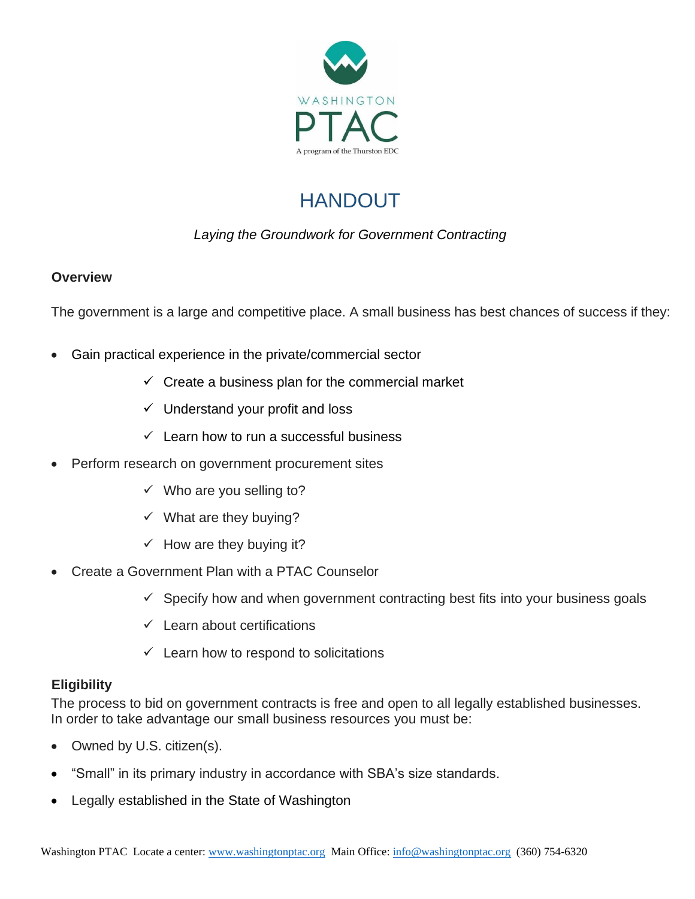WASHINGTON

PTAC

A program of the Thurston EDC

# HANDOUT

*Laying the Groundwork for Government Contracting*

**Overview**

The government is a large and competitive place. A small business has best chances of success if they:

- Gain practical experience in the private/commercial sector
  - ✓ Create a business plan for the commercial market
  - ✓ Understand your profit and loss
  - ✓ Learn how to run a successful business
- Perform research on government procurement sites
  - ✓ Who are you selling to?
  - ✓ What are they buying?
  - ✓ How are they buying it?
- Create a Government Plan with a PTAC Counselor
  - ✓ Specify how and when government contracting best fits into your business goals
  - ✓ Learn about certifications
  - ✓ Learn how to respond to solicitations

**Eligibility**

The process to bid on government contracts is free and open to all legally established businesses. In order to take advantage our small business resources you must be:

- Owned by U.S. citizen(s).
- "Small" in its primary industry in accordance with SBA's size standards.
- Legally established in the State of Washington

Washington PTAC Locate a center: www.washingtonptac.org Main Office: info@washingtonptac.org (360) 754-6320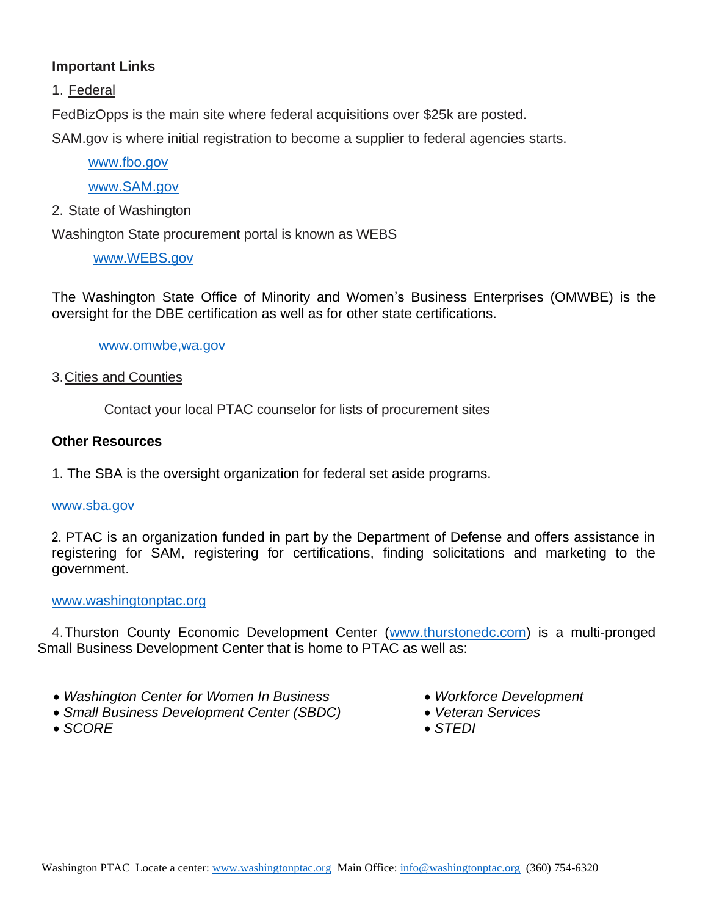**Important Links**

1. Federal

FedBizOpps is the main site where federal acquisitions over $25k are posted.

SAM.gov is where initial registration to become a supplier to federal agencies starts.

www.fbo.gov

www.SAM.gov

2. State of Washington

Washington State procurement portal is known as WEBS

www.WEBS.gov

The Washington State Office of Minority and Women's Business Enterprises (OMWBE) is the oversight for the DBE certification as well as for other state certifications.

www.omwbe,wa.gov

3. Cities and Counties

Contact your local PTAC counselor for lists of procurement sites

**Other Resources**

1. The SBA is the oversight organization for federal set aside programs.

www.sba.gov

2. PTAC is an organization funded in part by the Department of Defense and offers assistance in registering for SAM, registering for certifications, finding solicitations and marketing to the government.

www.washingtonptac.org

4. Thurston County Economic Development Center (www.thurstonedc.com) is a multi-pronged Small Business Development Center that is home to PTAC as well as:

- *Washington Center for Women In Business*
- *Small Business Development Center (SBDC)*
- *SCORE*
- *Workforce Development*
- *Veteran Services*
- *STEDI*

Washington PTAC Locate a center: www.washingtonptac.org Main Office: info@washingtonptac.org (360) 754-6320